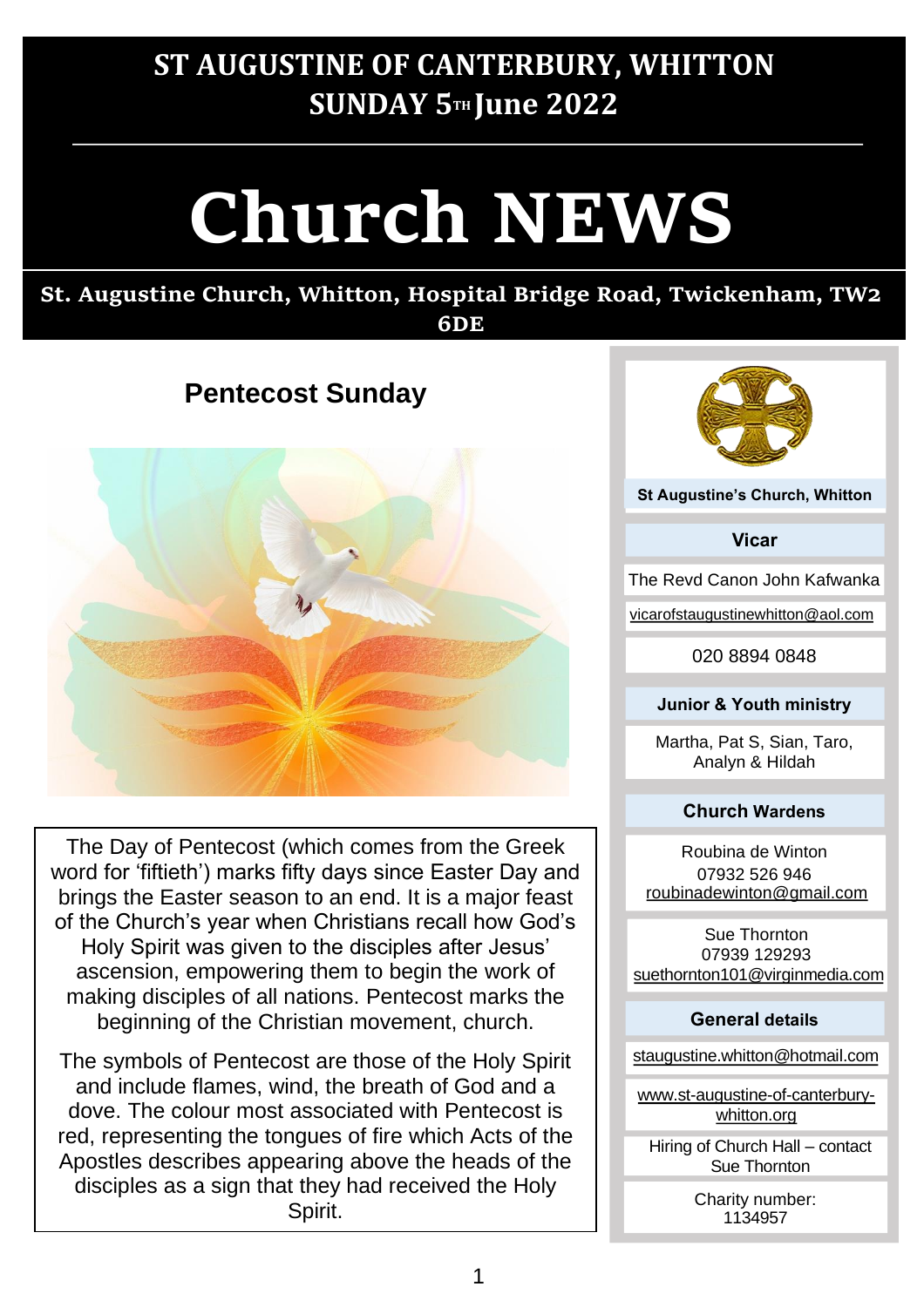# ST AUGUSTINE OF CANTERBURY, WHITTON
# SUNDAY 5TH June 2022

# Church NEWS

**St. Augustine Church, Whitton, Hospital Bridge Road, Twickenham, TW2 6DE**

## Pentecost Sunday

The Day of Pentecost (which comes from the Greek word for 'fiftieth') marks fifty days since Easter Day and brings the Easter season to an end. It is a major feast of the Church's year when Christians recall how God's Holy Spirit was given to the disciples after Jesus' ascension, empowering them to begin the work of making disciples of all nations. Pentecost marks the beginning of the Christian movement, church.

The symbols of Pentecost are those of the Holy Spirit and include flames, wind, the breath of God and a dove. The colour most associated with Pentecost is red, representing the tongues of fire which Acts of the Apostles describes appearing above the heads of the disciples as a sign that they had received the Holy Spirit.

**St Augustine's Church, Whitton**

**Vicar**

The Revd Canon John Kafwanka

vicarofstaugustinewhitton@aol.com

020 8894 0848

**Junior & Youth ministry**

Martha, Pat S, Sian, Taro, Analyn & Hildah

**Church Wardens**

Roubina de Winton
07932 526 946
roubinadewinton@gmail.com

Sue Thornton
07939 129293
suethornton101@virginmedia.com

**General details**

staugustine.whitton@hotmail.com

www.st-augustine-of-canterbury-whitton.org

Hiring of Church Hall – contact Sue Thornton

Charity number: 1134957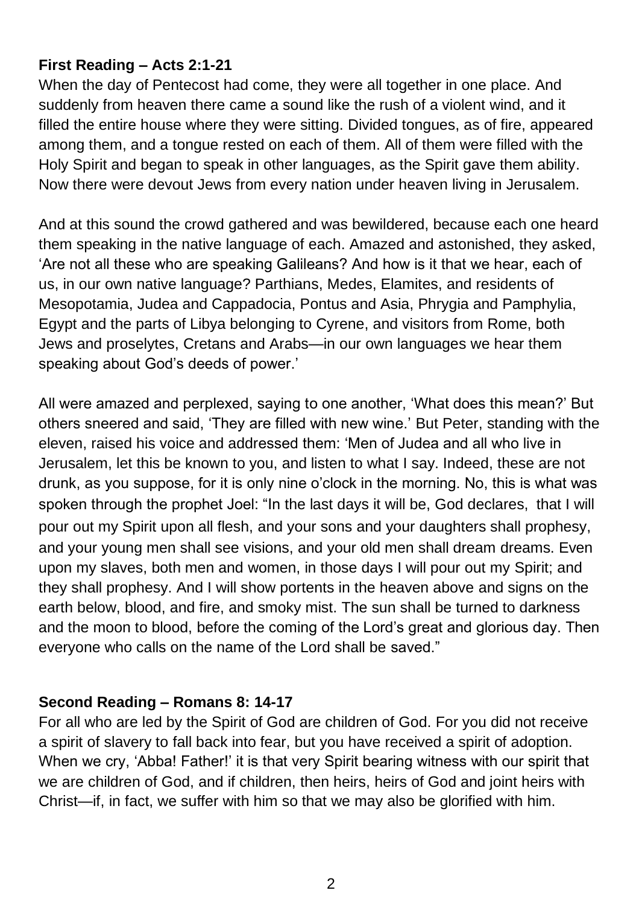**First Reading – Acts 2:1-21**

When the day of Pentecost had come, they were all together in one place. And suddenly from heaven there came a sound like the rush of a violent wind, and it filled the entire house where they were sitting. Divided tongues, as of fire, appeared among them, and a tongue rested on each of them. All of them were filled with the Holy Spirit and began to speak in other languages, as the Spirit gave them ability. Now there were devout Jews from every nation under heaven living in Jerusalem.

And at this sound the crowd gathered and was bewildered, because each one heard them speaking in the native language of each. Amazed and astonished, they asked, 'Are not all these who are speaking Galileans? And how is it that we hear, each of us, in our own native language? Parthians, Medes, Elamites, and residents of Mesopotamia, Judea and Cappadocia, Pontus and Asia, Phrygia and Pamphylia, Egypt and the parts of Libya belonging to Cyrene, and visitors from Rome, both Jews and proselytes, Cretans and Arabs—in our own languages we hear them speaking about God's deeds of power.'

All were amazed and perplexed, saying to one another, 'What does this mean?' But others sneered and said, 'They are filled with new wine.' But Peter, standing with the eleven, raised his voice and addressed them: 'Men of Judea and all who live in Jerusalem, let this be known to you, and listen to what I say. Indeed, these are not drunk, as you suppose, for it is only nine o'clock in the morning. No, this is what was spoken through the prophet Joel: "In the last days it will be, God declares, that I will pour out my Spirit upon all flesh, and your sons and your daughters shall prophesy, and your young men shall see visions, and your old men shall dream dreams. Even upon my slaves, both men and women, in those days I will pour out my Spirit; and they shall prophesy. And I will show portents in the heaven above and signs on the earth below, blood, and fire, and smoky mist. The sun shall be turned to darkness and the moon to blood, before the coming of the Lord's great and glorious day. Then everyone who calls on the name of the Lord shall be saved."

**Second Reading – Romans 8: 14-17**

For all who are led by the Spirit of God are children of God. For you did not receive a spirit of slavery to fall back into fear, but you have received a spirit of adoption. When we cry, 'Abba! Father!' it is that very Spirit bearing witness with our spirit that we are children of God, and if children, then heirs, heirs of God and joint heirs with Christ—if, in fact, we suffer with him so that we may also be glorified with him.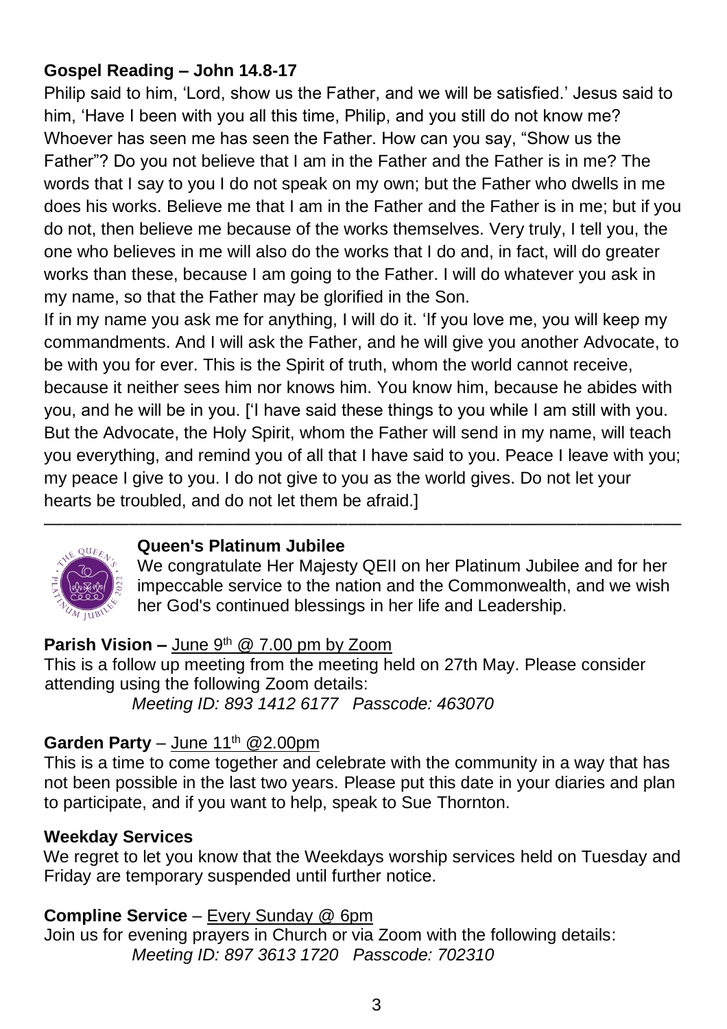**Gospel Reading – John 14.8-17**

Philip said to him, 'Lord, show us the Father, and we will be satisfied.' Jesus said to him, 'Have I been with you all this time, Philip, and you still do not know me? Whoever has seen me has seen the Father. How can you say, "Show us the Father"? Do you not believe that I am in the Father and the Father is in me? The words that I say to you I do not speak on my own; but the Father who dwells in me does his works. Believe me that I am in the Father and the Father is in me; but if you do not, then believe me because of the works themselves. Very truly, I tell you, the one who believes in me will also do the works that I do and, in fact, will do greater works than these, because I am going to the Father. I will do whatever you ask in my name, so that the Father may be glorified in the Son.

If in my name you ask me for anything, I will do it. 'If you love me, you will keep my commandments. And I will ask the Father, and he will give you another Advocate, to be with you for ever. This is the Spirit of truth, whom the world cannot receive, because it neither sees him nor knows him. You know him, because he abides with you, and he will be in you. ['I have said these things to you while I am still with you. But the Advocate, the Holy Spirit, whom the Father will send in my name, will teach you everything, and remind you of all that I have said to you. Peace I leave with you; my peace I give to you. I do not give to you as the world gives. Do not let your hearts be troubled, and do not let them be afraid.]

---

**Queen's Platinum Jubilee**

We congratulate Her Majesty QEII on her Platinum Jubilee and for her impeccable service to the nation and the Commonwealth, and we wish her God's continued blessings in her life and Leadership.

**Parish Vision –** June 9th @ 7.00 pm by Zoom

This is a follow up meeting from the meeting held on 27th May. Please consider attending using the following Zoom details:

*Meeting ID: 893 1412 6177 Passcode: 463070*

**Garden Party** – June 11th @2.00pm

This is a time to come together and celebrate with the community in a way that has not been possible in the last two years. Please put this date in your diaries and plan to participate, and if you want to help, speak to Sue Thornton.

**Weekday Services**

We regret to let you know that the Weekdays worship services held on Tuesday and Friday are temporary suspended until further notice.

**Compline Service** – Every Sunday @ 6pm

Join us for evening prayers in Church or via Zoom with the following details:

*Meeting ID: 897 3613 1720 Passcode: 702310*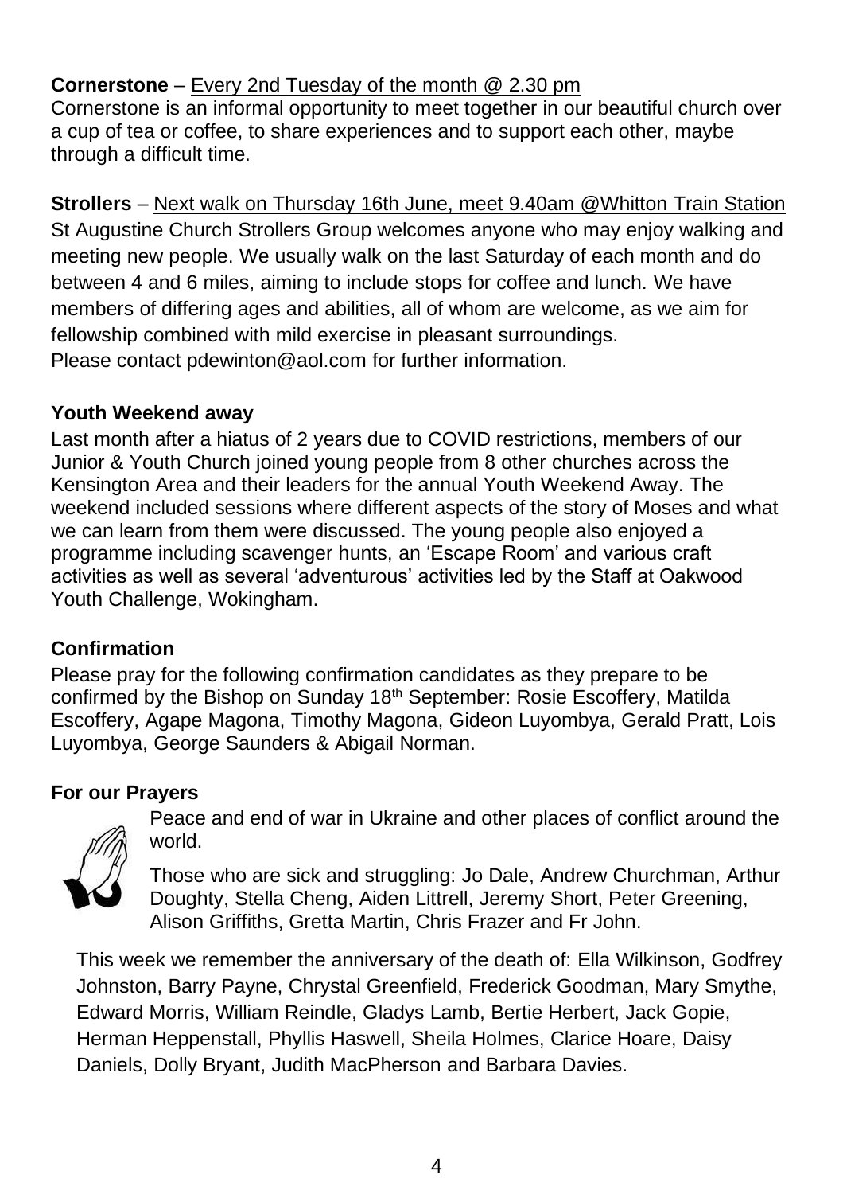**Cornerstone** – Every 2nd Tuesday of the month @ 2.30 pm

Cornerstone is an informal opportunity to meet together in our beautiful church over a cup of tea or coffee, to share experiences and to support each other, maybe through a difficult time.

**Strollers** – Next walk on Thursday 16th June, meet 9.40am @Whitton Train Station

St Augustine Church Strollers Group welcomes anyone who may enjoy walking and meeting new people. We usually walk on the last Saturday of each month and do between 4 and 6 miles, aiming to include stops for coffee and lunch. We have members of differing ages and abilities, all of whom are welcome, as we aim for fellowship combined with mild exercise in pleasant surroundings.

Please contact pdewinton@aol.com for further information.

**Youth Weekend away**

Last month after a hiatus of 2 years due to COVID restrictions, members of our Junior & Youth Church joined young people from 8 other churches across the Kensington Area and their leaders for the annual Youth Weekend Away. The weekend included sessions where different aspects of the story of Moses and what we can learn from them were discussed. The young people also enjoyed a programme including scavenger hunts, an 'Escape Room' and various craft activities as well as several 'adventurous' activities led by the Staff at Oakwood Youth Challenge, Wokingham.

**Confirmation**

Please pray for the following confirmation candidates as they prepare to be confirmed by the Bishop on Sunday 18th September: Rosie Escoffery, Matilda Escoffery, Agape Magona, Timothy Magona, Gideon Luyombya, Gerald Pratt, Lois Luyombya, George Saunders & Abigail Norman.

**For our Prayers**

Peace and end of war in Ukraine and other places of conflict around the world.

Those who are sick and struggling: Jo Dale, Andrew Churchman, Arthur Doughty, Stella Cheng, Aiden Littrell, Jeremy Short, Peter Greening, Alison Griffiths, Gretta Martin, Chris Frazer and Fr John.

This week we remember the anniversary of the death of: Ella Wilkinson, Godfrey Johnston, Barry Payne, Chrystal Greenfield, Frederick Goodman, Mary Smythe, Edward Morris, William Reindle, Gladys Lamb, Bertie Herbert, Jack Gopie, Herman Heppenstall, Phyllis Haswell, Sheila Holmes, Clarice Hoare, Daisy Daniels, Dolly Bryant, Judith MacPherson and Barbara Davies.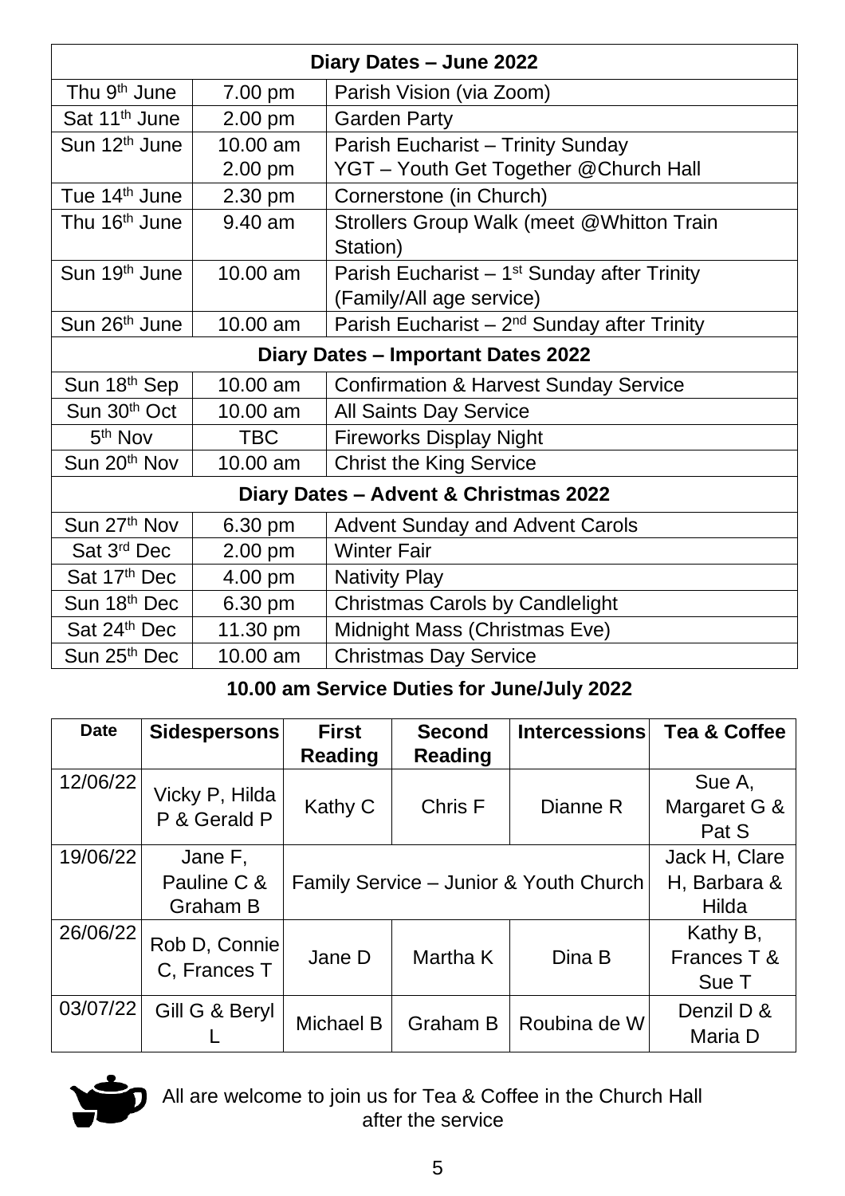| Diary Dates – June 2022 | | |
|---|---|---|
| Thu 9th June | 7.00 pm | Parish Vision (via Zoom) |
| Sat 11th June | 2.00 pm | Garden Party |
| Sun 12th June | 10.00 am<br>2.00 pm | Parish Eucharist – Trinity Sunday<br>YGT – Youth Get Together @Church Hall |
| Tue 14th June | 2.30 pm | Cornerstone (in Church) |
| Thu 16th June | 9.40 am | Strollers Group Walk (meet @Whitton Train Station) |
| Sun 19th June | 10.00 am | Parish Eucharist – 1st Sunday after Trinity (Family/All age service) |
| Sun 26th June | 10.00 am | Parish Eucharist – 2nd Sunday after Trinity |
| **Diary Dates – Important Dates 2022** | | |
| Sun 18th Sep | 10.00 am | Confirmation & Harvest Sunday Service |
| Sun 30th Oct | 10.00 am | All Saints Day Service |
| 5th Nov | TBC | Fireworks Display Night |
| Sun 20th Nov | 10.00 am | Christ the King Service |
| **Diary Dates – Advent & Christmas 2022** | | |
| Sun 27th Nov | 6.30 pm | Advent Sunday and Advent Carols |
| Sat 3rd Dec | 2.00 pm | Winter Fair |
| Sat 17th Dec | 4.00 pm | Nativity Play |
| Sun 18th Dec | 6.30 pm | Christmas Carols by Candlelight |
| Sat 24th Dec | 11.30 pm | Midnight Mass (Christmas Eve) |
| Sun 25th Dec | 10.00 am | Christmas Day Service |

## 10.00 am Service Duties for June/July 2022

| Date | Sidespersons | First Reading | Second Reading | Intercessions | Tea & Coffee |
|---|---|---|---|---|---|
| 12/06/22 | Vicky P, Hilda P & Gerald P | Kathy C | Chris F | Dianne R | Sue A, Margaret G & Pat S |
| 19/06/22 | Jane F, Pauline C & Graham B | Family Service – Junior & Youth Church | | | Jack H, Clare H, Barbara & Hilda |
| 26/06/22 | Rob D, Connie C, Frances T | Jane D | Martha K | Dina B | Kathy B, Frances T & Sue T |
| 03/07/22 | Gill G & Beryl L | Michael B | Graham B | Roubina de W | Denzil D & Maria D |

All are welcome to join us for Tea & Coffee in the Church Hall after the service